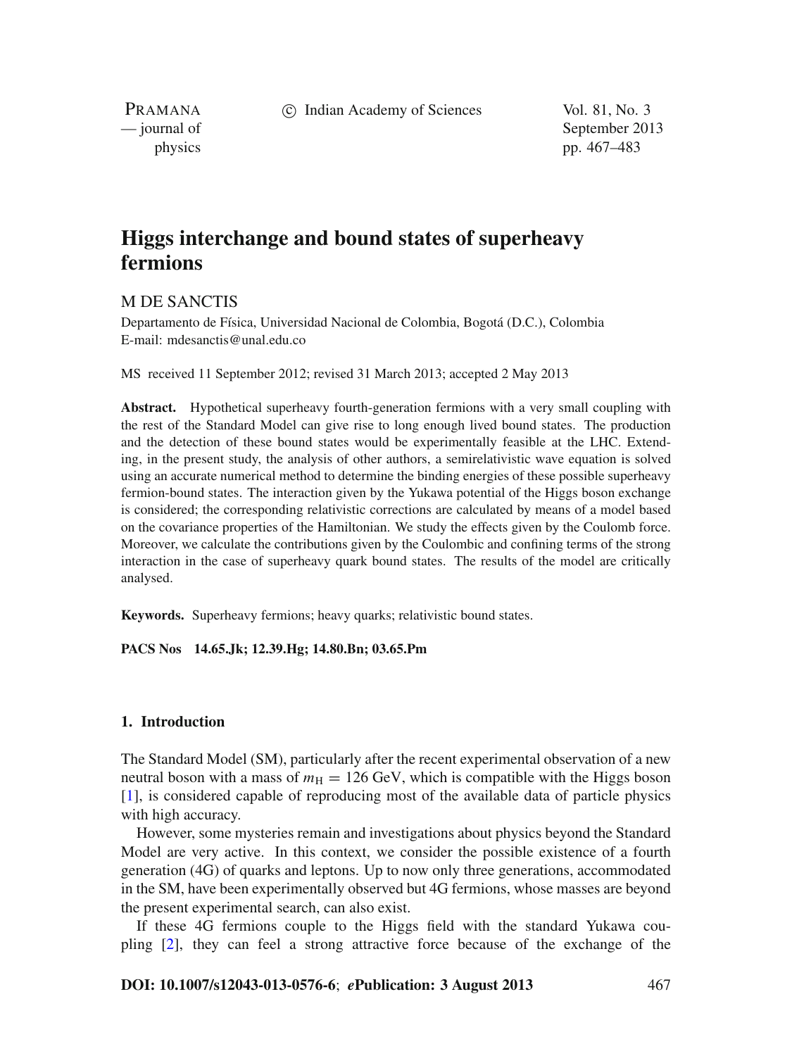# Higgs interchange and bound states of superheavy fermions

M DE SANCTIS

Departamento de Física, Universidad Nacional de Colombia, Bogotá (D.C.), Colombia
E-mail: mdesanctis@unal.edu.co

MS received 11 September 2012; revised 31 March 2013; accepted 2 May 2013

**Abstract.** Hypothetical superheavy fourth-generation fermions with a very small coupling with the rest of the Standard Model can give rise to long enough lived bound states. The production and the detection of these bound states would be experimentally feasible at the LHC. Extending, in the present study, the analysis of other authors, a semirelativistic wave equation is solved using an accurate numerical method to determine the binding energies of these possible superheavy fermion-bound states. The interaction given by the Yukawa potential of the Higgs boson exchange is considered; the corresponding relativistic corrections are calculated by means of a model based on the covariance properties of the Hamiltonian. We study the effects given by the Coulomb force. Moreover, we calculate the contributions given by the Coulombic and confining terms of the strong interaction in the case of superheavy quark bound states. The results of the model are critically analysed.

**Keywords.** Superheavy fermions; heavy quarks; relativistic bound states.

**PACS Nos 14.65.Jk; 12.39.Hg; 14.80.Bn; 03.65.Pm**

## 1. Introduction

The Standard Model (SM), particularly after the recent experimental observation of a new neutral boson with a mass of $m_{\mathrm{H}} = 126$ GeV, which is compatible with the Higgs boson [1], is considered capable of reproducing most of the available data of particle physics with high accuracy.

However, some mysteries remain and investigations about physics beyond the Standard Model are very active. In this context, we consider the possible existence of a fourth generation (4G) of quarks and leptons. Up to now only three generations, accommodated in the SM, have been experimentally observed but 4G fermions, whose masses are beyond the present experimental search, can also exist.

If these 4G fermions couple to the Higgs field with the standard Yukawa coupling [2], they can feel a strong attractive force because of the exchange of the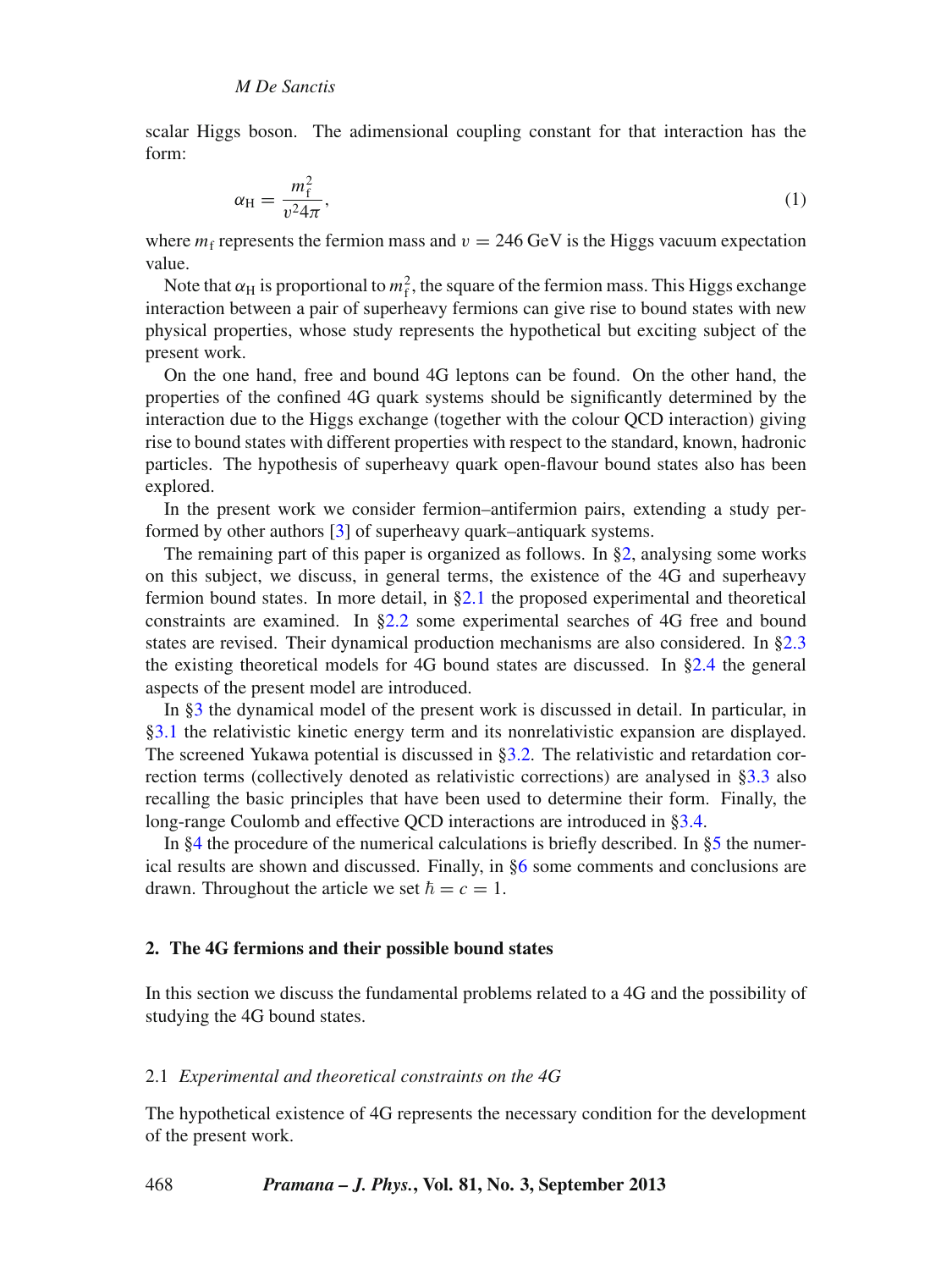scalar Higgs boson. The adimensional coupling constant for that interaction has the form:

$$\alpha_{\mathrm{H}} = \frac{m_{\mathrm{f}}^2}{v^2 4\pi}, \tag{1}$$

where $m_{\mathrm{f}}$ represents the fermion mass and $v = 246$ GeV is the Higgs vacuum expectation value.

Note that $\alpha_{\mathrm{H}}$ is proportional to $m_{\mathrm{f}}^2$, the square of the fermion mass. This Higgs exchange interaction between a pair of superheavy fermions can give rise to bound states with new physical properties, whose study represents the hypothetical but exciting subject of the present work.

On the one hand, free and bound 4G leptons can be found. On the other hand, the properties of the confined 4G quark systems should be significantly determined by the interaction due to the Higgs exchange (together with the colour QCD interaction) giving rise to bound states with different properties with respect to the standard, known, hadronic particles. The hypothesis of superheavy quark open-flavour bound states also has been explored.

In the present work we consider fermion–antifermion pairs, extending a study performed by other authors [3] of superheavy quark–antiquark systems.

The remaining part of this paper is organized as follows. In §2, analysing some works on this subject, we discuss, in general terms, the existence of the 4G and superheavy fermion bound states. In more detail, in §2.1 the proposed experimental and theoretical constraints are examined. In §2.2 some experimental searches of 4G free and bound states are revised. Their dynamical production mechanisms are also considered. In §2.3 the existing theoretical models for 4G bound states are discussed. In §2.4 the general aspects of the present model are introduced.

In §3 the dynamical model of the present work is discussed in detail. In particular, in §3.1 the relativistic kinetic energy term and its nonrelativistic expansion are displayed. The screened Yukawa potential is discussed in §3.2. The relativistic and retardation correction terms (collectively denoted as relativistic corrections) are analysed in §3.3 also recalling the basic principles that have been used to determine their form. Finally, the long-range Coulomb and effective QCD interactions are introduced in §3.4.

In §4 the procedure of the numerical calculations is briefly described. In §5 the numerical results are shown and discussed. Finally, in §6 some comments and conclusions are drawn. Throughout the article we set $\hbar = c = 1$.

## 2. The 4G fermions and their possible bound states

In this section we discuss the fundamental problems related to a 4G and the possibility of studying the 4G bound states.

### 2.1 *Experimental and theoretical constraints on the 4G*

The hypothetical existence of 4G represents the necessary condition for the development of the present work.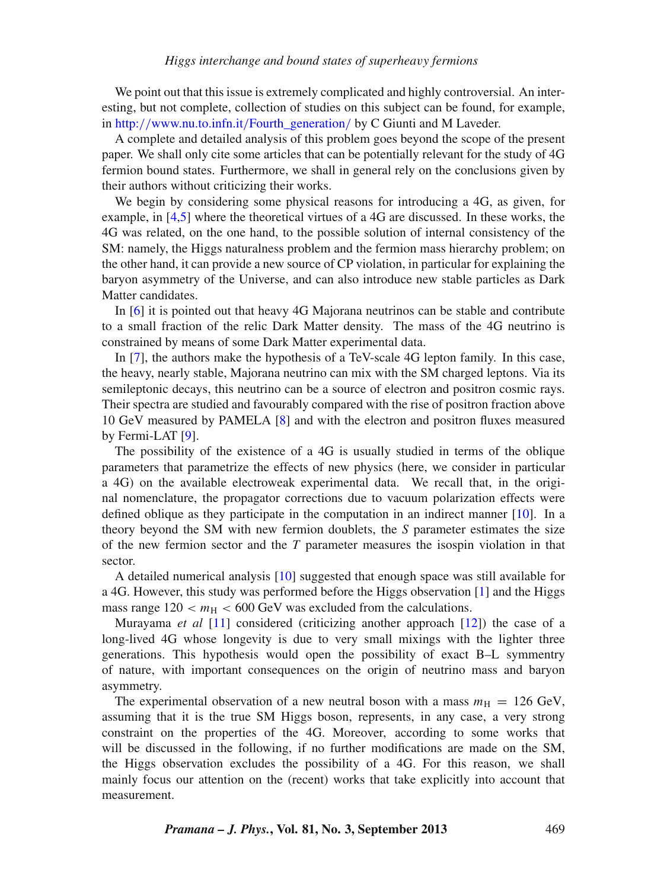We point out that this issue is extremely complicated and highly controversial. An interesting, but not complete, collection of studies on this subject can be found, for example, in http://www.nu.to.infn.it/Fourth_generation/ by C Giunti and M Laveder.

A complete and detailed analysis of this problem goes beyond the scope of the present paper. We shall only cite some articles that can be potentially relevant for the study of 4G fermion bound states. Furthermore, we shall in general rely on the conclusions given by their authors without criticizing their works.

We begin by considering some physical reasons for introducing a 4G, as given, for example, in [4,5] where the theoretical virtues of a 4G are discussed. In these works, the 4G was related, on the one hand, to the possible solution of internal consistency of the SM: namely, the Higgs naturalness problem and the fermion mass hierarchy problem; on the other hand, it can provide a new source of CP violation, in particular for explaining the baryon asymmetry of the Universe, and can also introduce new stable particles as Dark Matter candidates.

In [6] it is pointed out that heavy 4G Majorana neutrinos can be stable and contribute to a small fraction of the relic Dark Matter density. The mass of the 4G neutrino is constrained by means of some Dark Matter experimental data.

In [7], the authors make the hypothesis of a TeV-scale 4G lepton family. In this case, the heavy, nearly stable, Majorana neutrino can mix with the SM charged leptons. Via its semileptonic decays, this neutrino can be a source of electron and positron cosmic rays. Their spectra are studied and favourably compared with the rise of positron fraction above 10 GeV measured by PAMELA [8] and with the electron and positron fluxes measured by Fermi-LAT [9].

The possibility of the existence of a 4G is usually studied in terms of the oblique parameters that parametrize the effects of new physics (here, we consider in particular a 4G) on the available electroweak experimental data. We recall that, in the original nomenclature, the propagator corrections due to vacuum polarization effects were defined oblique as they participate in the computation in an indirect manner [10]. In a theory beyond the SM with new fermion doublets, the $S$ parameter estimates the size of the new fermion sector and the $T$ parameter measures the isospin violation in that sector.

A detailed numerical analysis [10] suggested that enough space was still available for a 4G. However, this study was performed before the Higgs observation [1] and the Higgs mass range $120 < m_{\mathrm{H}} < 600$ GeV was excluded from the calculations.

Murayama *et al* [11] considered (criticizing another approach [12]) the case of a long-lived 4G whose longevity is due to very small mixings with the lighter three generations. This hypothesis would open the possibility of exact B–L symmetry of nature, with important consequences on the origin of neutrino mass and baryon asymmetry.

The experimental observation of a new neutral boson with a mass $m_{\mathrm{H}} = 126$ GeV, assuming that it is the true SM Higgs boson, represents, in any case, a very strong constraint on the properties of the 4G. Moreover, according to some works that will be discussed in the following, if no further modifications are made on the SM, the Higgs observation excludes the possibility of a 4G. For this reason, we shall mainly focus our attention on the (recent) works that take explicitly into account that measurement.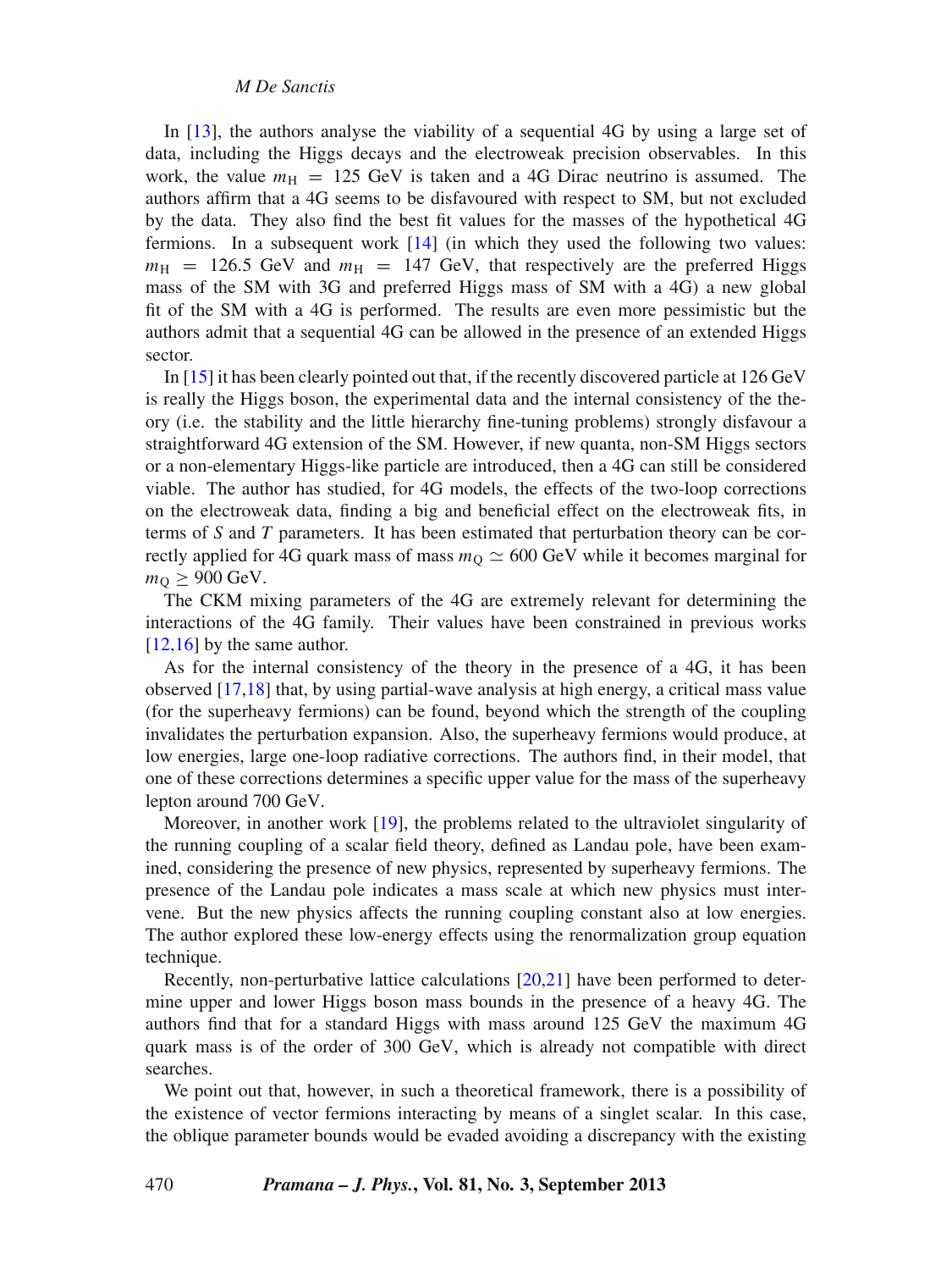In [13], the authors analyse the viability of a sequential 4G by using a large set of data, including the Higgs decays and the electroweak precision observables. In this work, the value $m_{\mathrm{H}} = 125$ GeV is taken and a 4G Dirac neutrino is assumed. The authors affirm that a 4G seems to be disfavoured with respect to SM, but not excluded by the data. They also find the best fit values for the masses of the hypothetical 4G fermions. In a subsequent work [14] (in which they used the following two values: $m_{\mathrm{H}} = 126.5$ GeV and $m_{\mathrm{H}} = 147$ GeV, that respectively are the preferred Higgs mass of the SM with 3G and preferred Higgs mass of SM with a 4G) a new global fit of the SM with a 4G is performed. The results are even more pessimistic but the authors admit that a sequential 4G can be allowed in the presence of an extended Higgs sector.

In [15] it has been clearly pointed out that, if the recently discovered particle at 126 GeV is really the Higgs boson, the experimental data and the internal consistency of the theory (i.e. the stability and the little hierarchy fine-tuning problems) strongly disfavour a straightforward 4G extension of the SM. However, if new quanta, non-SM Higgs sectors or a non-elementary Higgs-like particle are introduced, then a 4G can still be considered viable. The author has studied, for 4G models, the effects of the two-loop corrections on the electroweak data, finding a big and beneficial effect on the electroweak fits, in terms of $S$ and $T$ parameters. It has been estimated that perturbation theory can be correctly applied for 4G quark mass of mass $m_{\mathrm{Q}} \simeq 600$ GeV while it becomes marginal for $m_{\mathrm{Q}} \geq 900$ GeV.

The CKM mixing parameters of the 4G are extremely relevant for determining the interactions of the 4G family. Their values have been constrained in previous works [12,16] by the same author.

As for the internal consistency of the theory in the presence of a 4G, it has been observed [17,18] that, by using partial-wave analysis at high energy, a critical mass value (for the superheavy fermions) can be found, beyond which the strength of the coupling invalidates the perturbation expansion. Also, the superheavy fermions would produce, at low energies, large one-loop radiative corrections. The authors find, in their model, that one of these corrections determines a specific upper value for the mass of the superheavy lepton around 700 GeV.

Moreover, in another work [19], the problems related to the ultraviolet singularity of the running coupling of a scalar field theory, defined as Landau pole, have been examined, considering the presence of new physics, represented by superheavy fermions. The presence of the Landau pole indicates a mass scale at which new physics must intervene. But the new physics affects the running coupling constant also at low energies. The author explored these low-energy effects using the renormalization group equation technique.

Recently, non-perturbative lattice calculations [20,21] have been performed to determine upper and lower Higgs boson mass bounds in the presence of a heavy 4G. The authors find that for a standard Higgs with mass around 125 GeV the maximum 4G quark mass is of the order of 300 GeV, which is already not compatible with direct searches.

We point out that, however, in such a theoretical framework, there is a possibility of the existence of vector fermions interacting by means of a singlet scalar. In this case, the oblique parameter bounds would be evaded avoiding a discrepancy with the existing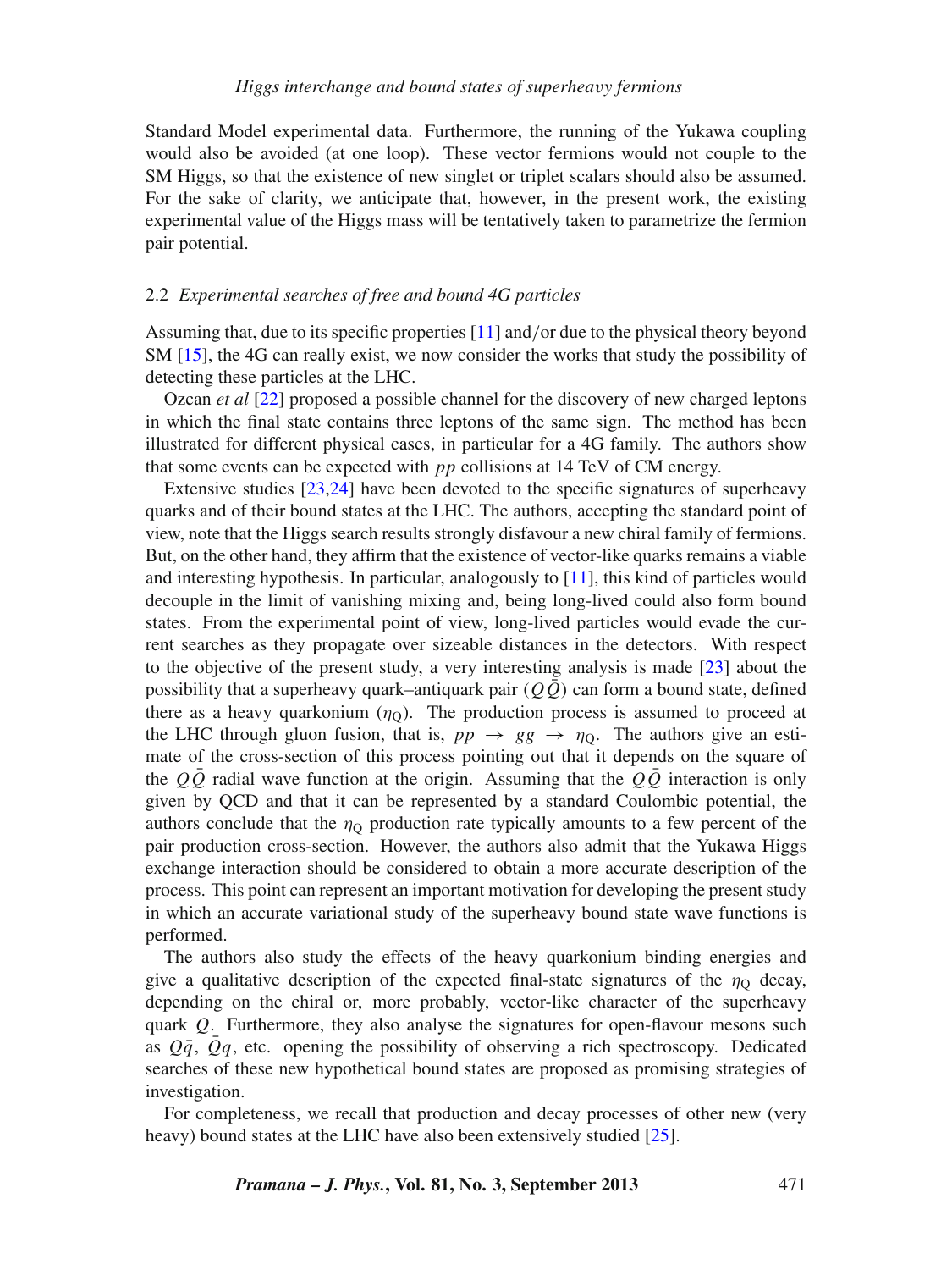Standard Model experimental data. Furthermore, the running of the Yukawa coupling would also be avoided (at one loop). These vector fermions would not couple to the SM Higgs, so that the existence of new singlet or triplet scalars should also be assumed. For the sake of clarity, we anticipate that, however, in the present work, the existing experimental value of the Higgs mass will be tentatively taken to parametrize the fermion pair potential.

### 2.2 *Experimental searches of free and bound 4G particles*

Assuming that, due to its specific properties [11] and/or due to the physical theory beyond SM [15], the 4G can really exist, we now consider the works that study the possibility of detecting these particles at the LHC.

Ozcan *et al* [22] proposed a possible channel for the discovery of new charged leptons in which the final state contains three leptons of the same sign. The method has been illustrated for different physical cases, in particular for a 4G family. The authors show that some events can be expected with $pp$ collisions at 14 TeV of CM energy.

Extensive studies [23,24] have been devoted to the specific signatures of superheavy quarks and of their bound states at the LHC. The authors, accepting the standard point of view, note that the Higgs search results strongly disfavour a new chiral family of fermions. But, on the other hand, they affirm that the existence of vector-like quarks remains a viable and interesting hypothesis. In particular, analogously to [11], this kind of particles would decouple in the limit of vanishing mixing and, being long-lived could also form bound states. From the experimental point of view, long-lived particles would evade the current searches as they propagate over sizeable distances in the detectors. With respect to the objective of the present study, a very interesting analysis is made [23] about the possibility that a superheavy quark–antiquark pair ($Q\bar{Q}$) can form a bound state, defined there as a heavy quarkonium ($\eta_{\mathrm{Q}}$). The production process is assumed to proceed at the LHC through gluon fusion, that is, $pp \rightarrow gg \rightarrow \eta_{\mathrm{Q}}$. The authors give an estimate of the cross-section of this process pointing out that it depends on the square of the $Q\bar{Q}$ radial wave function at the origin. Assuming that the $Q\bar{Q}$ interaction is only given by QCD and that it can be represented by a standard Coulombic potential, the authors conclude that the $\eta_{\mathrm{Q}}$ production rate typically amounts to a few percent of the pair production cross-section. However, the authors also admit that the Yukawa Higgs exchange interaction should be considered to obtain a more accurate description of the process. This point can represent an important motivation for developing the present study in which an accurate variational study of the superheavy bound state wave functions is performed.

The authors also study the effects of the heavy quarkonium binding energies and give a qualitative description of the expected final-state signatures of the $\eta_{\mathrm{Q}}$ decay, depending on the chiral or, more probably, vector-like character of the superheavy quark $Q$. Furthermore, they also analyse the signatures for open-flavour mesons such as $Q\bar{q}$, $\bar{Q}q$, etc. opening the possibility of observing a rich spectroscopy. Dedicated searches of these new hypothetical bound states are proposed as promising strategies of investigation.

For completeness, we recall that production and decay processes of other new (very heavy) bound states at the LHC have also been extensively studied [25].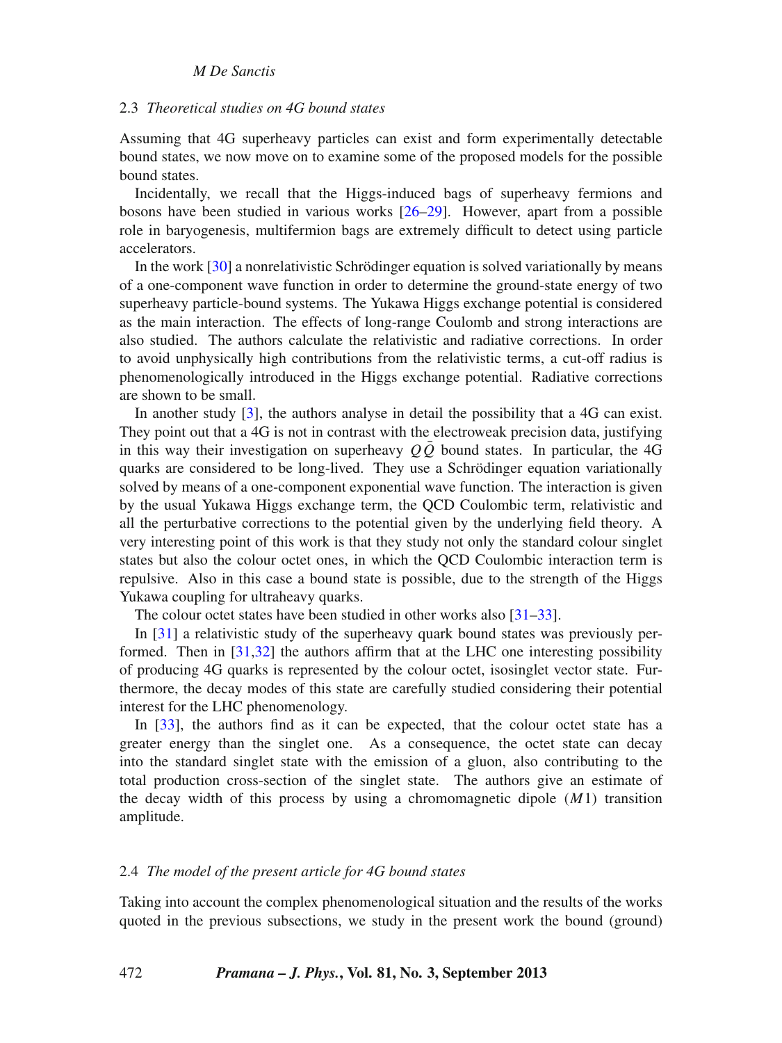### 2.3 *Theoretical studies on 4G bound states*

Assuming that 4G superheavy particles can exist and form experimentally detectable bound states, we now move on to examine some of the proposed models for the possible bound states.

Incidentally, we recall that the Higgs-induced bags of superheavy fermions and bosons have been studied in various works [26–29]. However, apart from a possible role in baryogenesis, multifermion bags are extremely difficult to detect using particle accelerators.

In the work [30] a nonrelativistic Schrödinger equation is solved variationally by means of a one-component wave function in order to determine the ground-state energy of two superheavy particle-bound systems. The Yukawa Higgs exchange potential is considered as the main interaction. The effects of long-range Coulomb and strong interactions are also studied. The authors calculate the relativistic and radiative corrections. In order to avoid unphysically high contributions from the relativistic terms, a cut-off radius is phenomenologically introduced in the Higgs exchange potential. Radiative corrections are shown to be small.

In another study [3], the authors analyse in detail the possibility that a 4G can exist. They point out that a 4G is not in contrast with the electroweak precision data, justifying in this way their investigation on superheavy $Q\bar{Q}$ bound states. In particular, the 4G quarks are considered to be long-lived. They use a Schrödinger equation variationally solved by means of a one-component exponential wave function. The interaction is given by the usual Yukawa Higgs exchange term, the QCD Coulombic term, relativistic and all the perturbative corrections to the potential given by the underlying field theory. A very interesting point of this work is that they study not only the standard colour singlet states but also the colour octet ones, in which the QCD Coulombic interaction term is repulsive. Also in this case a bound state is possible, due to the strength of the Higgs Yukawa coupling for ultraheavy quarks.

The colour octet states have been studied in other works also [31–33].

In [31] a relativistic study of the superheavy quark bound states was previously performed. Then in [31,32] the authors affirm that at the LHC one interesting possibility of producing 4G quarks is represented by the colour octet, isosinglet vector state. Furthermore, the decay modes of this state are carefully studied considering their potential interest for the LHC phenomenology.

In [33], the authors find as it can be expected, that the colour octet state has a greater energy than the singlet one. As a consequence, the octet state can decay into the standard singlet state with the emission of a gluon, also contributing to the total production cross-section of the singlet state. The authors give an estimate of the decay width of this process by using a chromomagnetic dipole ($M1$) transition amplitude.

### 2.4 *The model of the present article for 4G bound states*

Taking into account the complex phenomenological situation and the results of the works quoted in the previous subsections, we study in the present work the bound (ground)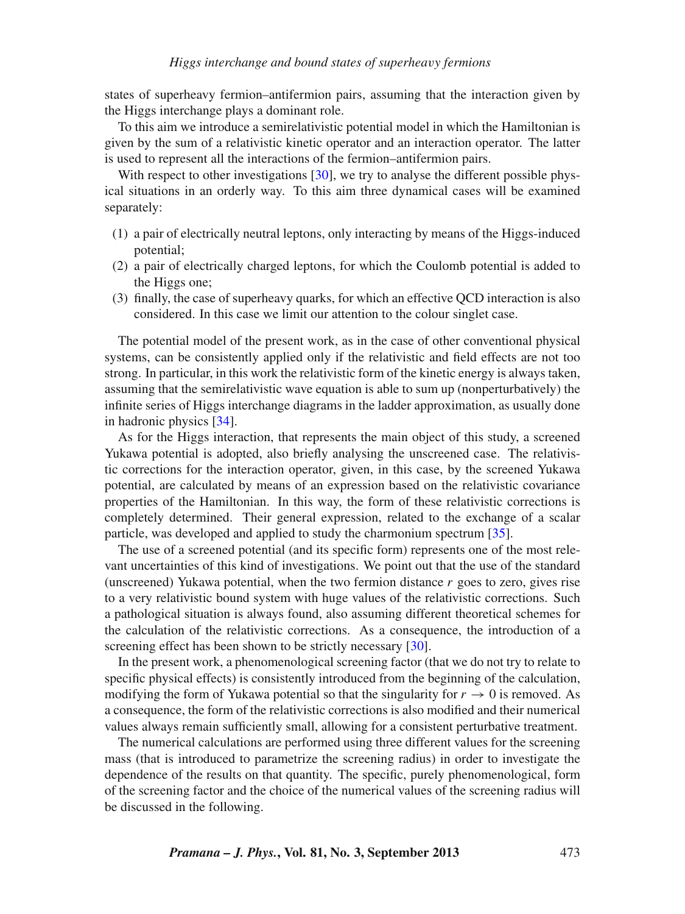states of superheavy fermion–antifermion pairs, assuming that the interaction given by the Higgs interchange plays a dominant role.

To this aim we introduce a semirelativistic potential model in which the Hamiltonian is given by the sum of a relativistic kinetic operator and an interaction operator. The latter is used to represent all the interactions of the fermion–antifermion pairs.

With respect to other investigations [30], we try to analyse the different possible physical situations in an orderly way. To this aim three dynamical cases will be examined separately:

1. a pair of electrically neutral leptons, only interacting by means of the Higgs-induced potential;
2. a pair of electrically charged leptons, for which the Coulomb potential is added to the Higgs one;
3. finally, the case of superheavy quarks, for which an effective QCD interaction is also considered. In this case we limit our attention to the colour singlet case.

The potential model of the present work, as in the case of other conventional physical systems, can be consistently applied only if the relativistic and field effects are not too strong. In particular, in this work the relativistic form of the kinetic energy is always taken, assuming that the semirelativistic wave equation is able to sum up (nonperturbatively) the infinite series of Higgs interchange diagrams in the ladder approximation, as usually done in hadronic physics [34].

As for the Higgs interaction, that represents the main object of this study, a screened Yukawa potential is adopted, also briefly analysing the unscreened case. The relativistic corrections for the interaction operator, given, in this case, by the screened Yukawa potential, are calculated by means of an expression based on the relativistic covariance properties of the Hamiltonian. In this way, the form of these relativistic corrections is completely determined. Their general expression, related to the exchange of a scalar particle, was developed and applied to study the charmonium spectrum [35].

The use of a screened potential (and its specific form) represents one of the most relevant uncertainties of this kind of investigations. We point out that the use of the standard (unscreened) Yukawa potential, when the two fermion distance $r$ goes to zero, gives rise to a very relativistic bound system with huge values of the relativistic corrections. Such a pathological situation is always found, also assuming different theoretical schemes for the calculation of the relativistic corrections. As a consequence, the introduction of a screening effect has been shown to be strictly necessary [30].

In the present work, a phenomenological screening factor (that we do not try to relate to specific physical effects) is consistently introduced from the beginning of the calculation, modifying the form of Yukawa potential so that the singularity for $r \to 0$ is removed. As a consequence, the form of the relativistic corrections is also modified and their numerical values always remain sufficiently small, allowing for a consistent perturbative treatment.

The numerical calculations are performed using three different values for the screening mass (that is introduced to parametrize the screening radius) in order to investigate the dependence of the results on that quantity. The specific, purely phenomenological, form of the screening factor and the choice of the numerical values of the screening radius will be discussed in the following.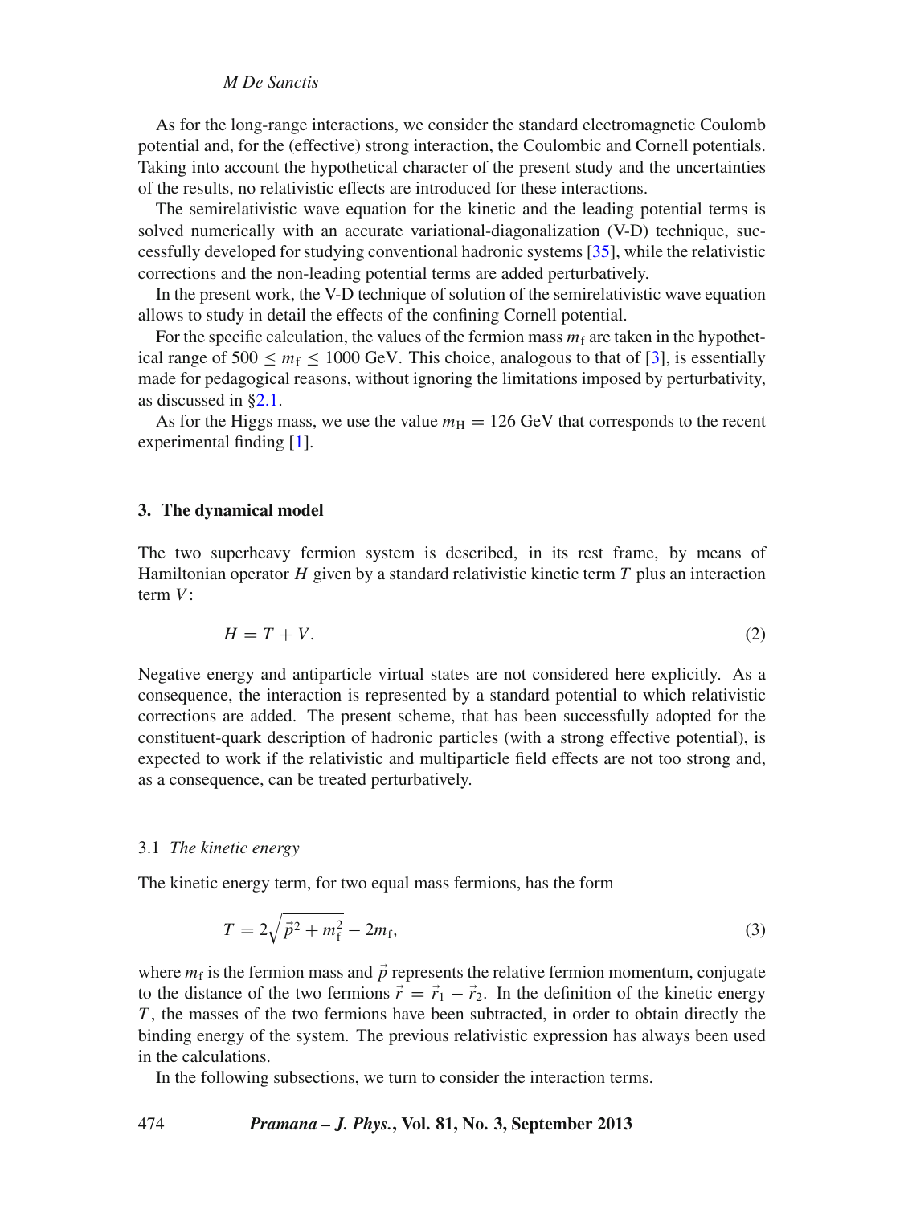As for the long-range interactions, we consider the standard electromagnetic Coulomb potential and, for the (effective) strong interaction, the Coulombic and Cornell potentials. Taking into account the hypothetical character of the present study and the uncertainties of the results, no relativistic effects are introduced for these interactions.

The semirelativistic wave equation for the kinetic and the leading potential terms is solved numerically with an accurate variational-diagonalization (V-D) technique, successfully developed for studying conventional hadronic systems [35], while the relativistic corrections and the non-leading potential terms are added perturbatively.

In the present work, the V-D technique of solution of the semirelativistic wave equation allows to study in detail the effects of the confining Cornell potential.

For the specific calculation, the values of the fermion mass $m_{\mathrm{f}}$ are taken in the hypothetical range of $500 \leq m_{\mathrm{f}} \leq 1000$ GeV. This choice, analogous to that of [3], is essentially made for pedagogical reasons, without ignoring the limitations imposed by perturbativity, as discussed in §2.1.

As for the Higgs mass, we use the value $m_{\mathrm{H}} = 126$ GeV that corresponds to the recent experimental finding [1].

## 3. The dynamical model

The two superheavy fermion system is described, in its rest frame, by means of Hamiltonian operator $H$ given by a standard relativistic kinetic term $T$ plus an interaction term $V$:

$$H = T + V. \tag{2}$$

Negative energy and antiparticle virtual states are not considered here explicitly. As a consequence, the interaction is represented by a standard potential to which relativistic corrections are added. The present scheme, that has been successfully adopted for the constituent-quark description of hadronic particles (with a strong effective potential), is expected to work if the relativistic and multiparticle field effects are not too strong and, as a consequence, can be treated perturbatively.

### 3.1 *The kinetic energy*

The kinetic energy term, for two equal mass fermions, has the form

$$T = 2\sqrt{\vec{p}^{\,2} + m_{\mathrm{f}}^2} - 2m_{\mathrm{f}}, \tag{3}$$

where $m_{\mathrm{f}}$ is the fermion mass and $\vec{p}$ represents the relative fermion momentum, conjugate to the distance of the two fermions $\vec{r} = \vec{r}_1 - \vec{r}_2$. In the definition of the kinetic energy $T$, the masses of the two fermions have been subtracted, in order to obtain directly the binding energy of the system. The previous relativistic expression has always been used in the calculations.

In the following subsections, we turn to consider the interaction terms.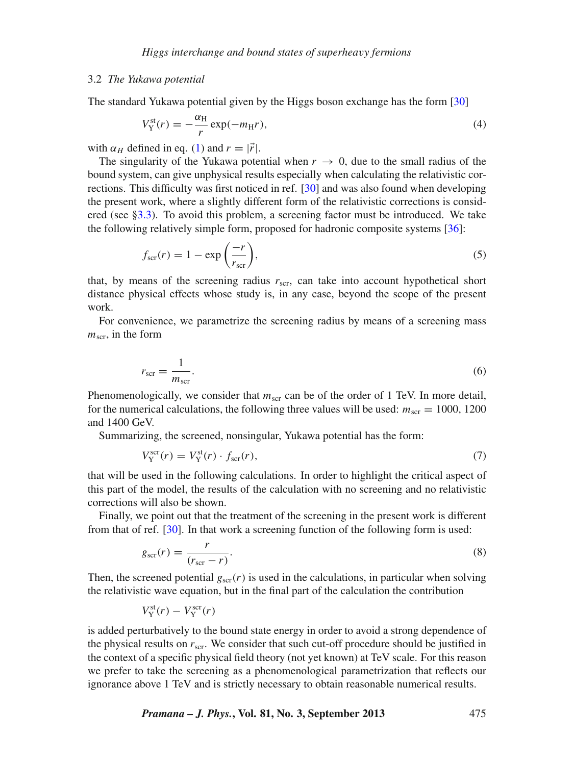### 3.2 *The Yukawa potential*

The standard Yukawa potential given by the Higgs boson exchange has the form [30]

$$V_{\mathrm{Y}}^{\mathrm{st}}(r) = -\frac{\alpha_{\mathrm{H}}}{r}\exp(-m_{\mathrm{H}} r), \tag{4}$$

with $\alpha_H$ defined in eq. (1) and $r = |\vec{r}|$.

The singularity of the Yukawa potential when $r \to 0$, due to the small radius of the bound system, can give unphysical results especially when calculating the relativistic corrections. This difficulty was first noticed in ref. [30] and was also found when developing the present work, where a slightly different form of the relativistic corrections is considered (see §3.3). To avoid this problem, a screening factor must be introduced. We take the following relatively simple form, proposed for hadronic composite systems [36]:

$$f_{\mathrm{scr}}(r) = 1 - \exp\left(\frac{-r}{r_{\mathrm{scr}}}\right), \tag{5}$$

that, by means of the screening radius $r_{\mathrm{scr}}$, can take into account hypothetical short distance physical effects whose study is, in any case, beyond the scope of the present work.

For convenience, we parametrize the screening radius by means of a screening mass $m_{\mathrm{scr}}$, in the form

$$r_{\mathrm{scr}} = \frac{1}{m_{\mathrm{scr}}}. \tag{6}$$

Phenomenologically, we consider that $m_{\mathrm{scr}}$ can be of the order of 1 TeV. In more detail, for the numerical calculations, the following three values will be used: $m_{\mathrm{scr}} = 1000$, 1200 and 1400 GeV.

Summarizing, the screened, nonsingular, Yukawa potential has the form:

$$V_{\mathrm{Y}}^{\mathrm{scr}}(r) = V_{\mathrm{Y}}^{\mathrm{st}}(r) \cdot f_{\mathrm{scr}}(r), \tag{7}$$

that will be used in the following calculations. In order to highlight the critical aspect of this part of the model, the results of the calculation with no screening and no relativistic corrections will also be shown.

Finally, we point out that the treatment of the screening in the present work is different from that of ref. [30]. In that work a screening function of the following form is used:

$$g_{\mathrm{scr}}(r) = \frac{r}{(r_{\mathrm{scr}} - r)}. \tag{8}$$

Then, the screened potential $g_{\mathrm{scr}}(r)$ is used in the calculations, in particular when solving the relativistic wave equation, but in the final part of the calculation the contribution

$$V_{\mathrm{Y}}^{\mathrm{st}}(r) - V_{\mathrm{Y}}^{\mathrm{scr}}(r)$$

is added perturbatively to the bound state energy in order to avoid a strong dependence of the physical results on $r_{\mathrm{scr}}$. We consider that such cut-off procedure should be justified in the context of a specific physical field theory (not yet known) at TeV scale. For this reason we prefer to take the screening as a phenomenological parametrization that reflects our ignorance above 1 TeV and is strictly necessary to obtain reasonable numerical results.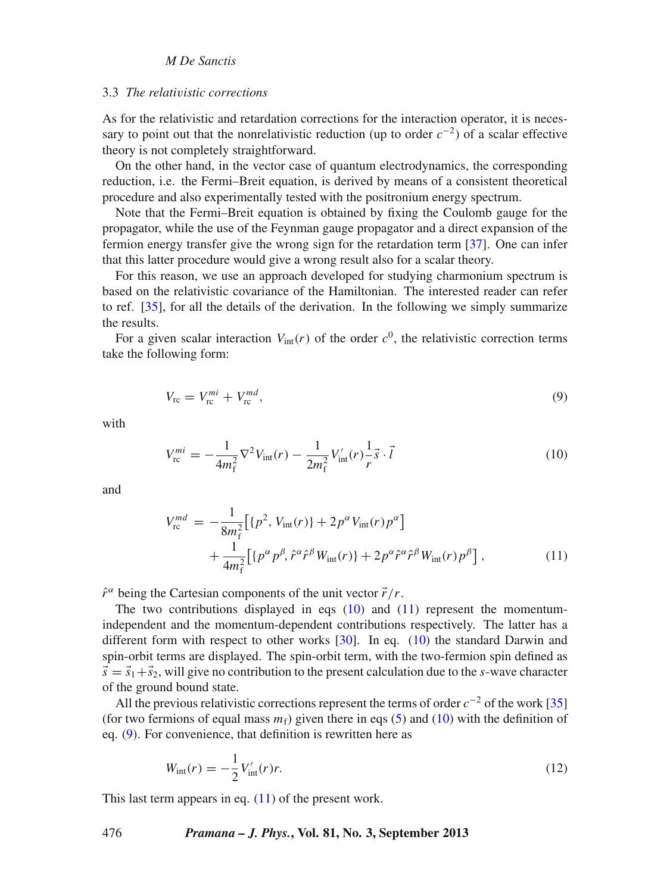### 3.3 *The relativistic corrections*

As for the relativistic and retardation corrections for the interaction operator, it is necessary to point out that the nonrelativistic reduction (up to order $c^{-2}$) of a scalar effective theory is not completely straightforward.

On the other hand, in the vector case of quantum electrodynamics, the corresponding reduction, i.e. the Fermi–Breit equation, is derived by means of a consistent theoretical procedure and also experimentally tested with the positronium energy spectrum.

Note that the Fermi–Breit equation is obtained by fixing the Coulomb gauge for the propagator, while the use of the Feynman gauge propagator and a direct expansion of the fermion energy transfer give the wrong sign for the retardation term [37]. One can infer that this latter procedure would give a wrong result also for a scalar theory.

For this reason, we use an approach developed for studying charmonium spectrum is based on the relativistic covariance of the Hamiltonian. The interested reader can refer to ref. [35], for all the details of the derivation. In the following we simply summarize the results.

For a given scalar interaction $V_{\rm int}(r)$ of the order $c^0$, the relativistic correction terms take the following form:

$$V_{\rm rc} = V_{\rm rc}^{mi} + V_{\rm rc}^{md}, \tag{9}$$

with

$$V_{\rm rc}^{mi} = -\frac{1}{4m_{\rm f}^2}\nabla^2 V_{\rm int}(r) - \frac{1}{2m_{\rm f}^2}V'_{\rm int}(r)\frac{1}{r}\vec{s}\cdot\vec{l} \tag{10}$$

and

$$\begin{aligned} V_{\rm rc}^{md} = & -\frac{1}{8m_{\rm f}^2}\left[\{p^2, V_{\rm int}(r)\} + 2p^\alpha V_{\rm int}(r)p^\alpha\right] \\ & + \frac{1}{4m_{\rm f}^2}\left[\{p^\alpha p^\beta, \hat{r}^\alpha\hat{r}^\beta W_{\rm int}(r)\} + 2p^\alpha\hat{r}^\alpha\hat{r}^\beta W_{\rm int}(r)p^\beta\right], \end{aligned} \tag{11}$$

$\hat{r}^\alpha$ being the Cartesian components of the unit vector $\vec{r}/r$.

The two contributions displayed in eqs (10) and (11) represent the momentum-independent and the momentum-dependent contributions respectively. The latter has a different form with respect to other works [30]. In eq. (10) the standard Darwin and spin-orbit terms are displayed. The spin-orbit term, with the two-fermion spin defined as $\vec{s} = \vec{s}_1 + \vec{s}_2$, will give no contribution to the present calculation due to the $s$-wave character of the ground bound state.

All the previous relativistic corrections represent the terms of order $c^{-2}$ of the work [35] (for two fermions of equal mass $m_{\rm f}$) given there in eqs (5) and (10) with the definition of eq. (9). For convenience, that definition is rewritten here as

$$W_{\rm int}(r) = -\frac{1}{2}V'_{\rm int}(r)r. \tag{12}$$

This last term appears in eq. (11) of the present work.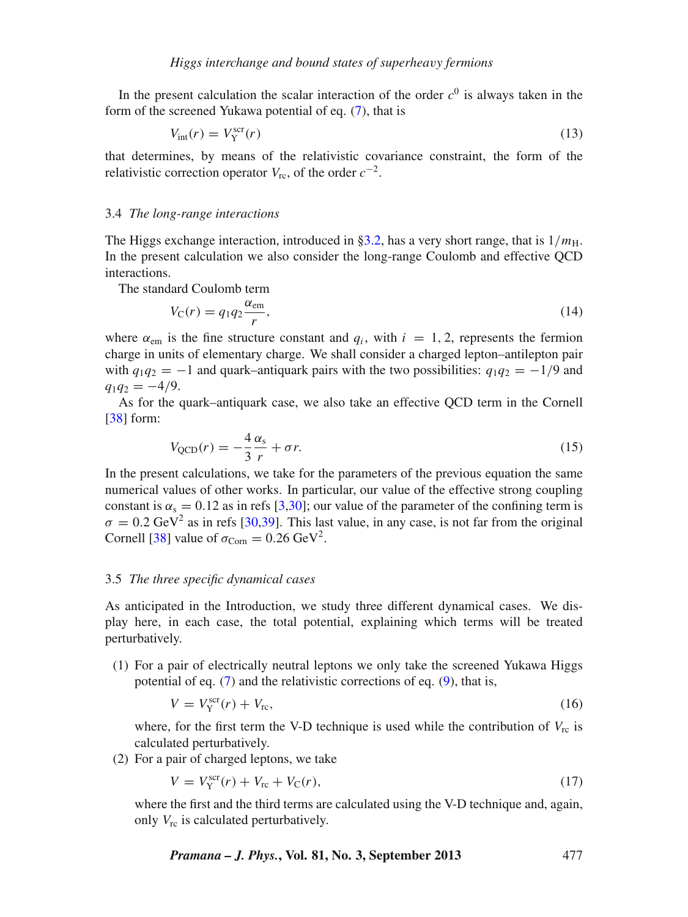In the present calculation the scalar interaction of the order $c^0$ is always taken in the form of the screened Yukawa potential of eq. (7), that is

$$V_{\text{int}}(r) = V_{\text{Y}}^{\text{scr}}(r) \tag{13}$$

that determines, by means of the relativistic covariance constraint, the form of the relativistic correction operator $V_{\text{rc}}$, of the order $c^{-2}$.

### 3.4 *The long-range interactions*

The Higgs exchange interaction, introduced in §3.2, has a very short range, that is $1/m_{\text{H}}$. In the present calculation we also consider the long-range Coulomb and effective QCD interactions.

The standard Coulomb term

$$V_{\text{C}}(r) = q_1 q_2 \frac{\alpha_{\text{em}}}{r}, \tag{14}$$

where $\alpha_{\text{em}}$ is the fine structure constant and $q_i$, with $i = 1, 2$, represents the fermion charge in units of elementary charge. We shall consider a charged lepton–antilepton pair with $q_1 q_2 = -1$ and quark–antiquark pairs with the two possibilities: $q_1 q_2 = -1/9$ and $q_1 q_2 = -4/9$.

As for the quark–antiquark case, we also take an effective QCD term in the Cornell [38] form:

$$V_{\text{QCD}}(r) = -\frac{4}{3}\frac{\alpha_{\text{s}}}{r} + \sigma r. \tag{15}$$

In the present calculations, we take for the parameters of the previous equation the same numerical values of other works. In particular, our value of the effective strong coupling constant is $\alpha_{\text{s}} = 0.12$ as in refs [3,30]; our value of the parameter of the confining term is $\sigma = 0.2\ \text{GeV}^2$ as in refs [30,39]. This last value, in any case, is not far from the original Cornell [38] value of $\sigma_{\text{Corn}} = 0.26\ \text{GeV}^2$.

### 3.5 *The three specific dynamical cases*

As anticipated in the Introduction, we study three different dynamical cases. We display here, in each case, the total potential, explaining which terms will be treated perturbatively.

(1) For a pair of electrically neutral leptons we only take the screened Yukawa Higgs potential of eq. (7) and the relativistic corrections of eq. (9), that is,

$$V = V_{\text{Y}}^{\text{scr}}(r) + V_{\text{rc}}, \tag{16}$$

where, for the first term the V-D technique is used while the contribution of $V_{\text{rc}}$ is calculated perturbatively.

(2) For a pair of charged leptons, we take

$$V = V_{\text{Y}}^{\text{scr}}(r) + V_{\text{rc}} + V_{\text{C}}(r), \tag{17}$$

where the first and the third terms are calculated using the V-D technique and, again, only $V_{\text{rc}}$ is calculated perturbatively.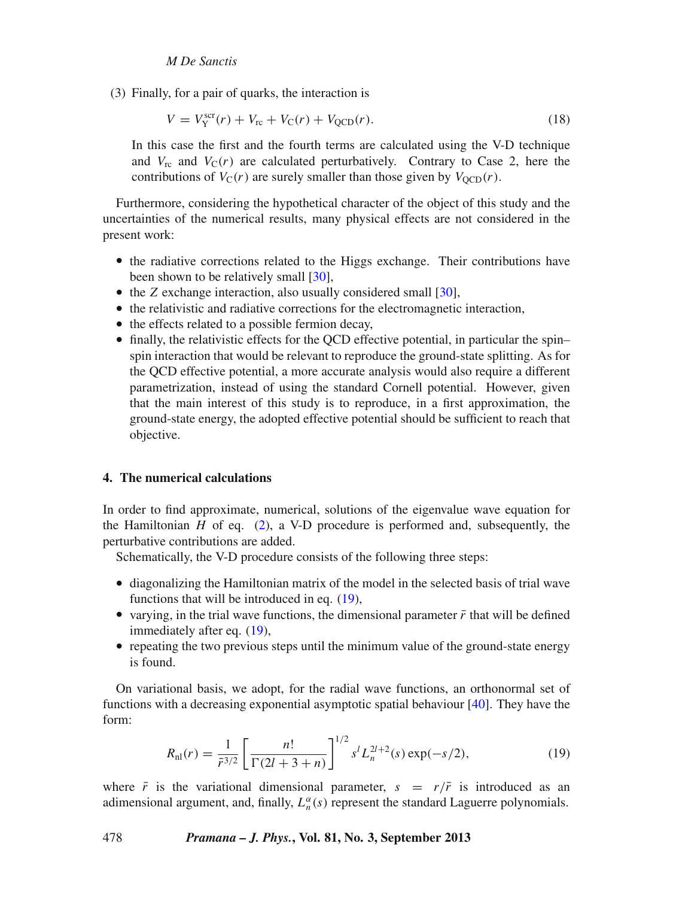(3) Finally, for a pair of quarks, the interaction is

$$V = V_{\mathrm{Y}}^{\mathrm{scr}}(r) + V_{\mathrm{rc}} + V_{\mathrm{C}}(r) + V_{\mathrm{QCD}}(r). \tag{18}$$

In this case the first and the fourth terms are calculated using the V-D technique and $V_{\mathrm{rc}}$ and $V_{\mathrm{C}}(r)$ are calculated perturbatively. Contrary to Case 2, here the contributions of $V_{\mathrm{C}}(r)$ are surely smaller than those given by $V_{\mathrm{QCD}}(r)$.

Furthermore, considering the hypothetical character of the object of this study and the uncertainties of the numerical results, many physical effects are not considered in the present work:

- the radiative corrections related to the Higgs exchange. Their contributions have been shown to be relatively small [30],
- the $Z$ exchange interaction, also usually considered small [30],
- the relativistic and radiative corrections for the electromagnetic interaction,
- the effects related to a possible fermion decay,
- finally, the relativistic effects for the QCD effective potential, in particular the spin–spin interaction that would be relevant to reproduce the ground-state splitting. As for the QCD effective potential, a more accurate analysis would also require a different parametrization, instead of using the standard Cornell potential. However, given that the main interest of this study is to reproduce, in a first approximation, the ground-state energy, the adopted effective potential should be sufficient to reach that objective.

## 4. The numerical calculations

In order to find approximate, numerical, solutions of the eigenvalue wave equation for the Hamiltonian $H$ of eq. (2), a V-D procedure is performed and, subsequently, the perturbative contributions are added.

Schematically, the V-D procedure consists of the following three steps:

- diagonalizing the Hamiltonian matrix of the model in the selected basis of trial wave functions that will be introduced in eq. (19),
- varying, in the trial wave functions, the dimensional parameter $\bar{r}$ that will be defined immediately after eq. (19),
- repeating the two previous steps until the minimum value of the ground-state energy is found.

On variational basis, we adopt, for the radial wave functions, an orthonormal set of functions with a decreasing exponential asymptotic spatial behaviour [40]. They have the form:

$$R_{\mathrm{nl}}(r) = \frac{1}{\bar{r}^{3/2}} \left[ \frac{n!}{\Gamma(2l + 3 + n)} \right]^{1/2} s^l L_n^{2l+2}(s) \exp(-s/2), \tag{19}$$

where $\bar{r}$ is the variational dimensional parameter, $s = r/\bar{r}$ is introduced as an adimensional argument, and, finally, $L_n^{\alpha}(s)$ represent the standard Laguerre polynomials.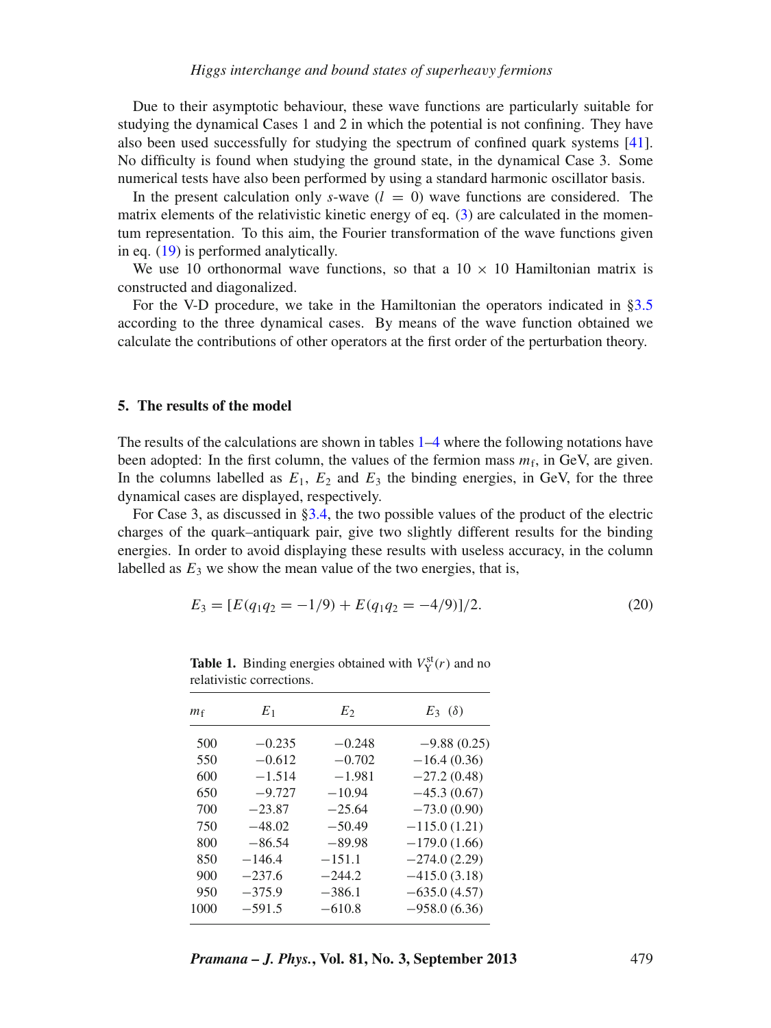Due to their asymptotic behaviour, these wave functions are particularly suitable for studying the dynamical Cases 1 and 2 in which the potential is not confining. They have also been used successfully for studying the spectrum of confined quark systems [41]. No difficulty is found when studying the ground state, in the dynamical Case 3. Some numerical tests have also been performed by using a standard harmonic oscillator basis.

In the present calculation only $s$-wave ($l = 0$) wave functions are considered. The matrix elements of the relativistic kinetic energy of eq. (3) are calculated in the momentum representation. To this aim, the Fourier transformation of the wave functions given in eq. (19) is performed analytically.

We use 10 orthonormal wave functions, so that a $10 \times 10$ Hamiltonian matrix is constructed and diagonalized.

For the V-D procedure, we take in the Hamiltonian the operators indicated in §3.5 according to the three dynamical cases. By means of the wave function obtained we calculate the contributions of other operators at the first order of the perturbation theory.

## 5. The results of the model

The results of the calculations are shown in tables 1–4 where the following notations have been adopted: In the first column, the values of the fermion mass $m_\text{f}$, in GeV, are given. In the columns labelled as $E_1$, $E_2$ and $E_3$ the binding energies, in GeV, for the three dynamical cases are displayed, respectively.

For Case 3, as discussed in §3.4, the two possible values of the product of the electric charges of the quark–antiquark pair, give two slightly different results for the binding energies. In order to avoid displaying these results with useless accuracy, in the column labelled as $E_3$ we show the mean value of the two energies, that is,

$$E_3 = [E(q_1 q_2 = -1/9) + E(q_1 q_2 = -4/9)]/2. \tag{20}$$

**Table 1.** Binding energies obtained with $V_\text{Y}^\text{st}(r)$ and no relativistic corrections.

| $m_\text{f}$ | $E_1$ | $E_2$ | $E_3$ ($\delta$) |
|---|---|---|---|
| 500 | −0.235 | −0.248 | −9.88 (0.25) |
| 550 | −0.612 | −0.702 | −16.4 (0.36) |
| 600 | −1.514 | −1.981 | −27.2 (0.48) |
| 650 | −9.727 | −10.94 | −45.3 (0.67) |
| 700 | −23.87 | −25.64 | −73.0 (0.90) |
| 750 | −48.02 | −50.49 | −115.0 (1.21) |
| 800 | −86.54 | −89.98 | −179.0 (1.66) |
| 850 | −146.4 | −151.1 | −274.0 (2.29) |
| 900 | −237.6 | −244.2 | −415.0 (3.18) |
| 950 | −375.9 | −386.1 | −635.0 (4.57) |
| 1000 | −591.5 | −610.8 | −958.0 (6.36) |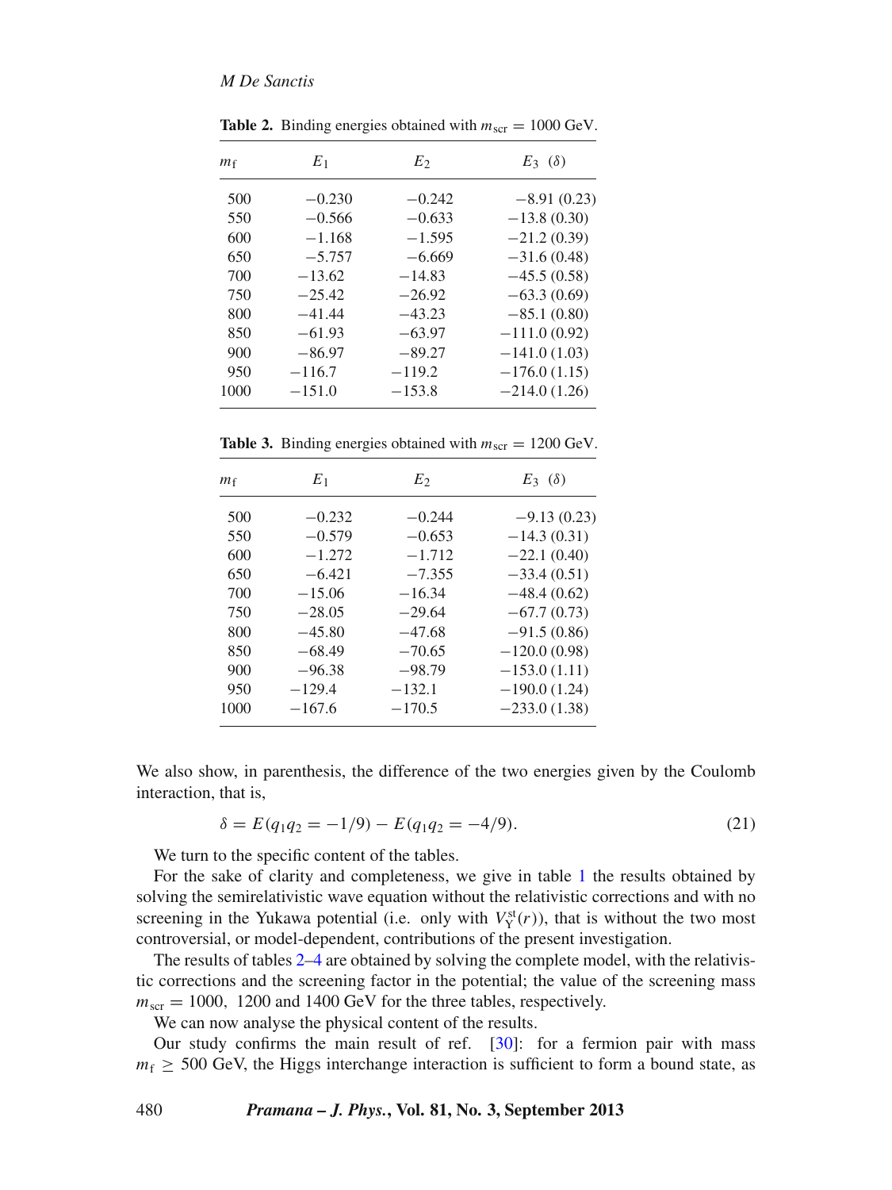**Table 2.** Binding energies obtained with $m_{\text{scr}} = 1000$ GeV.

| $m_{\text{f}}$ | $E_1$ | $E_2$ | $E_3$ ($\delta$) |
|---|---|---|---|
| 500 | −0.230 | −0.242 | −8.91 (0.23) |
| 550 | −0.566 | −0.633 | −13.8 (0.30) |
| 600 | −1.168 | −1.595 | −21.2 (0.39) |
| 650 | −5.757 | −6.669 | −31.6 (0.48) |
| 700 | −13.62 | −14.83 | −45.5 (0.58) |
| 750 | −25.42 | −26.92 | −63.3 (0.69) |
| 800 | −41.44 | −43.23 | −85.1 (0.80) |
| 850 | −61.93 | −63.97 | −111.0 (0.92) |
| 900 | −86.97 | −89.27 | −141.0 (1.03) |
| 950 | −116.7 | −119.2 | −176.0 (1.15) |
| 1000 | −151.0 | −153.8 | −214.0 (1.26) |

**Table 3.** Binding energies obtained with $m_{\text{scr}} = 1200$ GeV.

| $m_{\text{f}}$ | $E_1$ | $E_2$ | $E_3$ ($\delta$) |
|---|---|---|---|
| 500 | −0.232 | −0.244 | −9.13 (0.23) |
| 550 | −0.579 | −0.653 | −14.3 (0.31) |
| 600 | −1.272 | −1.712 | −22.1 (0.40) |
| 650 | −6.421 | −7.355 | −33.4 (0.51) |
| 700 | −15.06 | −16.34 | −48.4 (0.62) |
| 750 | −28.05 | −29.64 | −67.7 (0.73) |
| 800 | −45.80 | −47.68 | −91.5 (0.86) |
| 850 | −68.49 | −70.65 | −120.0 (0.98) |
| 900 | −96.38 | −98.79 | −153.0 (1.11) |
| 950 | −129.4 | −132.1 | −190.0 (1.24) |
| 1000 | −167.6 | −170.5 | −233.0 (1.38) |

We also show, in parenthesis, the difference of the two energies given by the Coulomb interaction, that is,

$$\delta = E(q_1 q_2 = -1/9) - E(q_1 q_2 = -4/9). \tag{21}$$

We turn to the specific content of the tables.

For the sake of clarity and completeness, we give in table 1 the results obtained by solving the semirelativistic wave equation without the relativistic corrections and with no screening in the Yukawa potential (i.e. only with $V_{\text{Y}}^{\text{st}}(r)$), that is without the two most controversial, or model-dependent, contributions of the present investigation.

The results of tables 2–4 are obtained by solving the complete model, with the relativistic corrections and the screening factor in the potential; the value of the screening mass $m_{\text{scr}} = 1000,\ 1200$ and 1400 GeV for the three tables, respectively.

We can now analyse the physical content of the results.

Our study confirms the main result of ref. [30]: for a fermion pair with mass $m_{\text{f}} \geq 500$ GeV, the Higgs interchange interaction is sufficient to form a bound state, as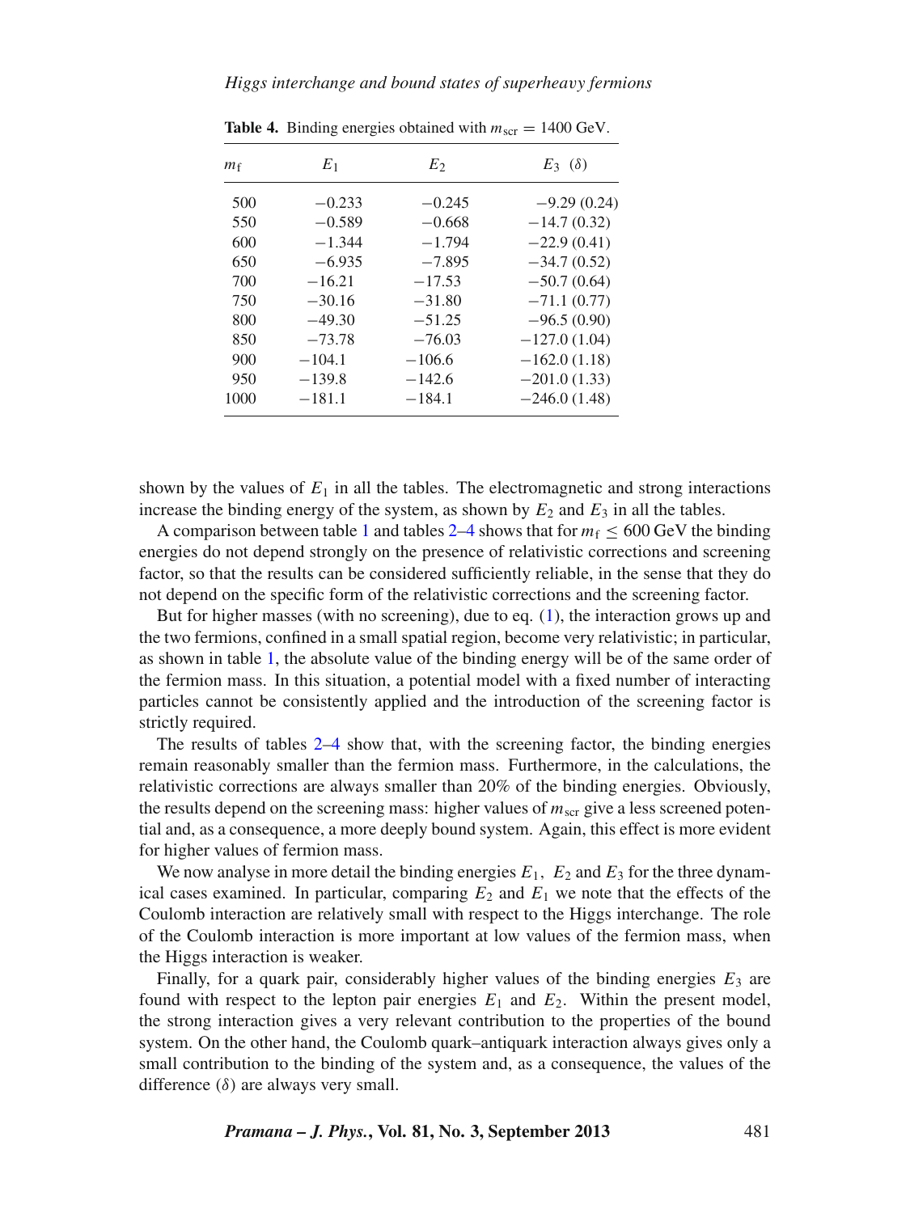**Table 4.** Binding energies obtained with $m_{scr} = 1400$ GeV.

| $m_f$ | $E_1$ | $E_2$ | $E_3$ ($\delta$) |
|---|---|---|---|
| 500 | −0.233 | −0.245 | −9.29 (0.24) |
| 550 | −0.589 | −0.668 | −14.7 (0.32) |
| 600 | −1.344 | −1.794 | −22.9 (0.41) |
| 650 | −6.935 | −7.895 | −34.7 (0.52) |
| 700 | −16.21 | −17.53 | −50.7 (0.64) |
| 750 | −30.16 | −31.80 | −71.1 (0.77) |
| 800 | −49.30 | −51.25 | −96.5 (0.90) |
| 850 | −73.78 | −76.03 | −127.0 (1.04) |
| 900 | −104.1 | −106.6 | −162.0 (1.18) |
| 950 | −139.8 | −142.6 | −201.0 (1.33) |
| 1000 | −181.1 | −184.1 | −246.0 (1.48) |

shown by the values of $E_1$ in all the tables. The electromagnetic and strong interactions increase the binding energy of the system, as shown by $E_2$ and $E_3$ in all the tables.

A comparison between table 1 and tables 2–4 shows that for $m_f \leq 600$ GeV the binding energies do not depend strongly on the presence of relativistic corrections and screening factor, so that the results can be considered sufficiently reliable, in the sense that they do not depend on the specific form of the relativistic corrections and the screening factor.

But for higher masses (with no screening), due to eq. (1), the interaction grows up and the two fermions, confined in a small spatial region, become very relativistic; in particular, as shown in table 1, the absolute value of the binding energy will be of the same order of the fermion mass. In this situation, a potential model with a fixed number of interacting particles cannot be consistently applied and the introduction of the screening factor is strictly required.

The results of tables 2–4 show that, with the screening factor, the binding energies remain reasonably smaller than the fermion mass. Furthermore, in the calculations, the relativistic corrections are always smaller than 20% of the binding energies. Obviously, the results depend on the screening mass: higher values of $m_{scr}$ give a less screened potential and, as a consequence, a more deeply bound system. Again, this effect is more evident for higher values of fermion mass.

We now analyse in more detail the binding energies $E_1$, $E_2$ and $E_3$ for the three dynamical cases examined. In particular, comparing $E_2$ and $E_1$ we note that the effects of the Coulomb interaction are relatively small with respect to the Higgs interchange. The role of the Coulomb interaction is more important at low values of the fermion mass, when the Higgs interaction is weaker.

Finally, for a quark pair, considerably higher values of the binding energies $E_3$ are found with respect to the lepton pair energies $E_1$ and $E_2$. Within the present model, the strong interaction gives a very relevant contribution to the properties of the bound system. On the other hand, the Coulomb quark–antiquark interaction always gives only a small contribution to the binding of the system and, as a consequence, the values of the difference ($\delta$) are always very small.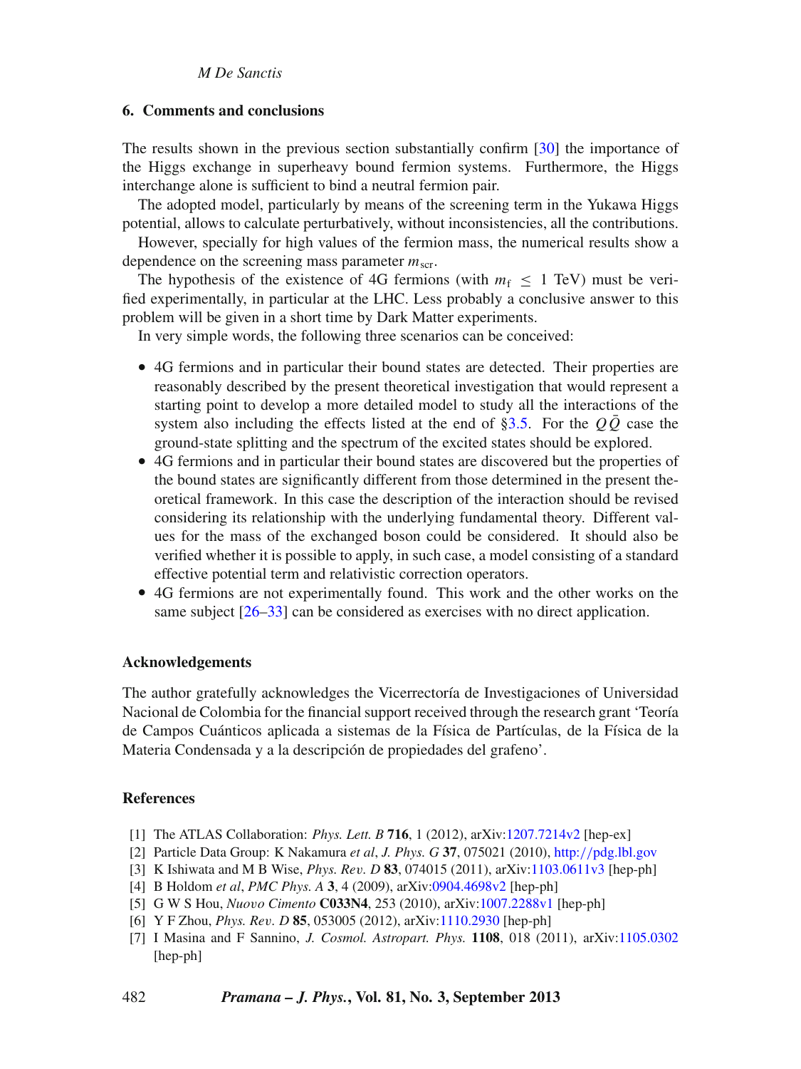## 6. Comments and conclusions

The results shown in the previous section substantially confirm [30] the importance of the Higgs exchange in superheavy bound fermion systems. Furthermore, the Higgs interchange alone is sufficient to bind a neutral fermion pair.

The adopted model, particularly by means of the screening term in the Yukawa Higgs potential, allows to calculate perturbatively, without inconsistencies, all the contributions.

However, specially for high values of the fermion mass, the numerical results show a dependence on the screening mass parameter $m_{\rm scr}$.

The hypothesis of the existence of 4G fermions (with $m_{\rm f} \leq 1$ TeV) must be verified experimentally, in particular at the LHC. Less probably a conclusive answer to this problem will be given in a short time by Dark Matter experiments.

In very simple words, the following three scenarios can be conceived:

- 4G fermions and in particular their bound states are detected. Their properties are reasonably described by the present theoretical investigation that would represent a starting point to develop a more detailed model to study all the interactions of the system also including the effects listed at the end of §3.5. For the $Q\bar{Q}$ case the ground-state splitting and the spectrum of the excited states should be explored.
- 4G fermions and in particular their bound states are discovered but the properties of the bound states are significantly different from those determined in the present theoretical framework. In this case the description of the interaction should be revised considering its relationship with the underlying fundamental theory. Different values for the mass of the exchanged boson could be considered. It should also be verified whether it is possible to apply, in such case, a model consisting of a standard effective potential term and relativistic correction operators.
- 4G fermions are not experimentally found. This work and the other works on the same subject [26–33] can be considered as exercises with no direct application.

## Acknowledgements

The author gratefully acknowledges the Vicerrectoría de Investigaciones of Universidad Nacional de Colombia for the financial support received through the research grant 'Teoría de Campos Cuánticos aplicada a sistemas de la Física de Partículas, de la Física de la Materia Condensada y a la descripción de propiedades del grafeno'.

## References

[1] The ATLAS Collaboration: *Phys. Lett. B* **716**, 1 (2012), arXiv:1207.7214v2 [hep-ex]

[2] Particle Data Group: K Nakamura *et al*, *J. Phys. G* **37**, 075021 (2010), http://pdg.lbl.gov

[3] K Ishiwata and M B Wise, *Phys. Rev. D* **83**, 074015 (2011), arXiv:1103.0611v3 [hep-ph]

[4] B Holdom *et al*, *PMC Phys. A* **3**, 4 (2009), arXiv:0904.4698v2 [hep-ph]

[5] G W S Hou, *Nuovo Cimento* **C033N4**, 253 (2010), arXiv:1007.2288v1 [hep-ph]

[6] Y F Zhou, *Phys. Rev. D* **85**, 053005 (2012), arXiv:1110.2930 [hep-ph]

[7] I Masina and F Sannino, *J. Cosmol. Astropart. Phys.* **1108**, 018 (2011), arXiv:1105.0302 [hep-ph]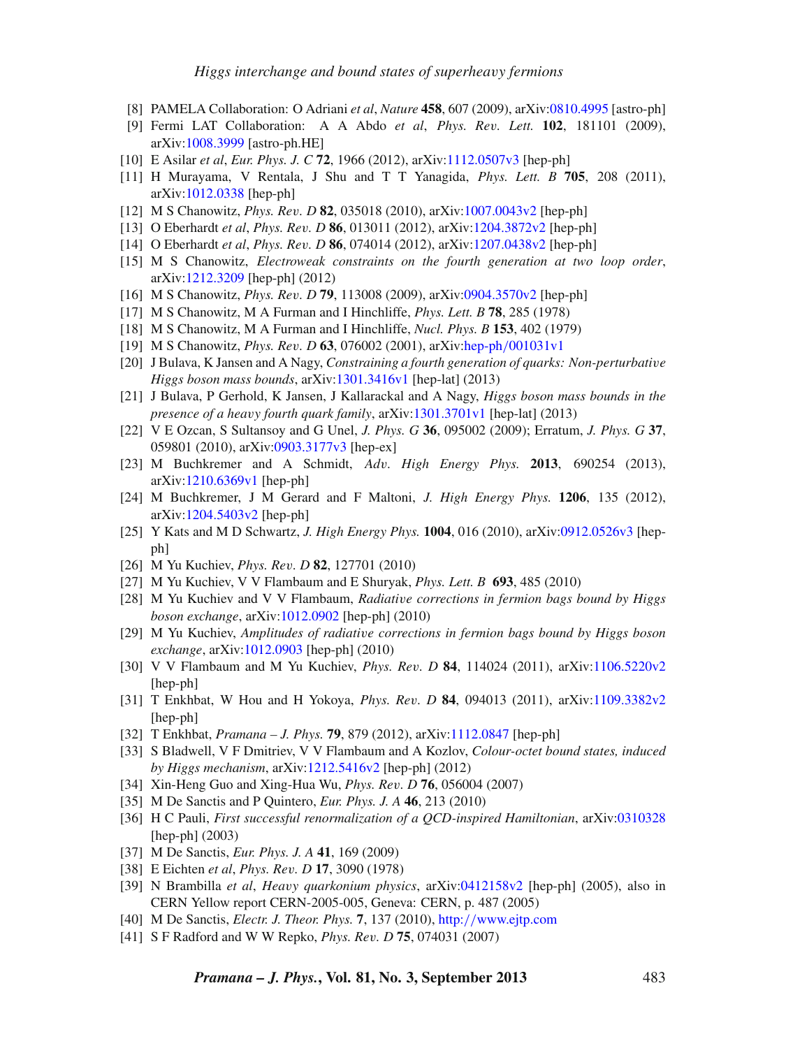[8] PAMELA Collaboration: O Adriani *et al*, *Nature* **458**, 607 (2009), arXiv:0810.4995 [astro-ph]

[9] Fermi LAT Collaboration: A A Abdo *et al*, *Phys. Rev. Lett.* **102**, 181101 (2009), arXiv:1008.3999 [astro-ph.HE]

[10] E Asilar *et al*, *Eur. Phys. J. C* **72**, 1966 (2012), arXiv:1112.0507v3 [hep-ph]

[11] H Murayama, V Rentala, J Shu and T T Yanagida, *Phys. Lett. B* **705**, 208 (2011), arXiv:1012.0338 [hep-ph]

[12] M S Chanowitz, *Phys. Rev. D* **82**, 035018 (2010), arXiv:1007.0043v2 [hep-ph]

[13] O Eberhardt *et al*, *Phys. Rev. D* **86**, 013011 (2012), arXiv:1204.3872v2 [hep-ph]

[14] O Eberhardt *et al*, *Phys. Rev. D* **86**, 074014 (2012), arXiv:1207.0438v2 [hep-ph]

[15] M S Chanowitz, *Electroweak constraints on the fourth generation at two loop order*, arXiv:1212.3209 [hep-ph] (2012)

[16] M S Chanowitz, *Phys. Rev. D* **79**, 113008 (2009), arXiv:0904.3570v2 [hep-ph]

[17] M S Chanowitz, M A Furman and I Hinchliffe, *Phys. Lett. B* **78**, 285 (1978)

[18] M S Chanowitz, M A Furman and I Hinchliffe, *Nucl. Phys. B* **153**, 402 (1979)

[19] M S Chanowitz, *Phys. Rev. D* **63**, 076002 (2001), arXiv:hep-ph/001031v1

[20] J Bulava, K Jansen and A Nagy, *Constraining a fourth generation of quarks: Non-perturbative Higgs boson mass bounds*, arXiv:1301.3416v1 [hep-lat] (2013)

[21] J Bulava, P Gerhold, K Jansen, J Kallarackal and A Nagy, *Higgs boson mass bounds in the presence of a heavy fourth quark family*, arXiv:1301.3701v1 [hep-lat] (2013)

[22] V E Ozcan, S Sultansoy and G Unel, *J. Phys. G* **36**, 095002 (2009); Erratum, *J. Phys. G* **37**, 059801 (2010), arXiv:0903.3177v3 [hep-ex]

[23] M Buchkremer and A Schmidt, *Adv. High Energy Phys.* **2013**, 690254 (2013), arXiv:1210.6369v1 [hep-ph]

[24] M Buchkremer, J M Gerard and F Maltoni, *J. High Energy Phys.* **1206**, 135 (2012), arXiv:1204.5403v2 [hep-ph]

[25] Y Kats and M D Schwartz, *J. High Energy Phys.* **1004**, 016 (2010), arXiv:0912.0526v3 [hep-ph]

[26] M Yu Kuchiev, *Phys. Rev. D* **82**, 127701 (2010)

[27] M Yu Kuchiev, V V Flambaum and E Shuryak, *Phys. Lett. B* **693**, 485 (2010)

[28] M Yu Kuchiev and V V Flambaum, *Radiative corrections in fermion bags bound by Higgs boson exchange*, arXiv:1012.0902 [hep-ph] (2010)

[29] M Yu Kuchiev, *Amplitudes of radiative corrections in fermion bags bound by Higgs boson exchange*, arXiv:1012.0903 [hep-ph] (2010)

[30] V V Flambaum and M Yu Kuchiev, *Phys. Rev. D* **84**, 114024 (2011), arXiv:1106.5220v2 [hep-ph]

[31] T Enkhbat, W Hou and H Yokoya, *Phys. Rev. D* **84**, 094013 (2011), arXiv:1109.3382v2 [hep-ph]

[32] T Enkhbat, *Pramana – J. Phys.* **79**, 879 (2012), arXiv:1112.0847 [hep-ph]

[33] S Bladwell, V F Dmitriev, V V Flambaum and A Kozlov, *Colour-octet bound states, induced by Higgs mechanism*, arXiv:1212.5416v2 [hep-ph] (2012)

[34] Xin-Heng Guo and Xing-Hua Wu, *Phys. Rev. D* **76**, 056004 (2007)

[35] M De Sanctis and P Quintero, *Eur. Phys. J. A* **46**, 213 (2010)

[36] H C Pauli, *First successful renormalization of a QCD-inspired Hamiltonian*, arXiv:0310328 [hep-ph] (2003)

[37] M De Sanctis, *Eur. Phys. J. A* **41**, 169 (2009)

[38] E Eichten *et al*, *Phys. Rev. D* **17**, 3090 (1978)

[39] N Brambilla *et al*, *Heavy quarkonium physics*, arXiv:0412158v2 [hep-ph] (2005), also in CERN Yellow report CERN-2005-005, Geneva: CERN, p. 487 (2005)

[40] M De Sanctis, *Electr. J. Theor. Phys.* **7**, 137 (2010), http://www.ejtp.com

[41] S F Radford and W W Repko, *Phys. Rev. D* **75**, 074031 (2007)